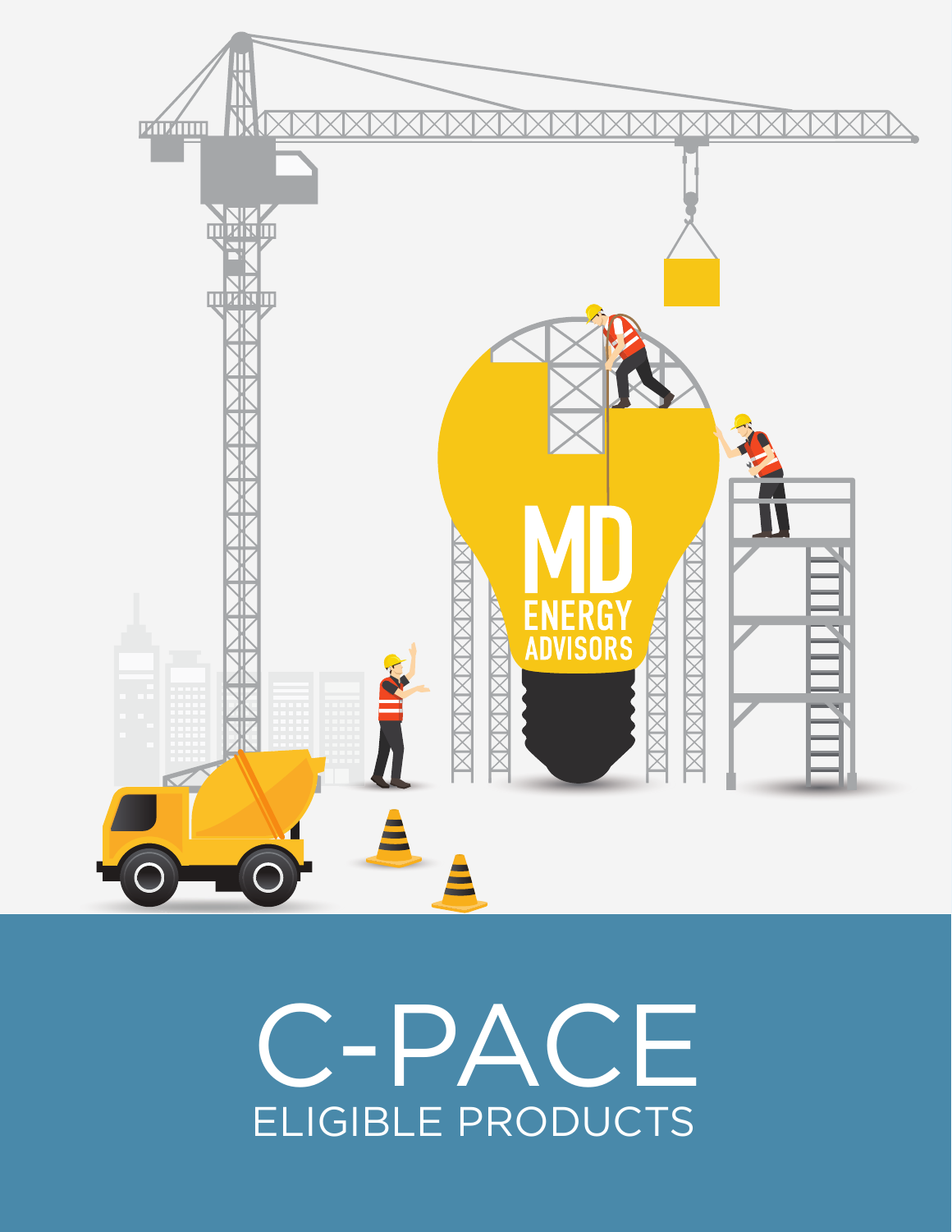# C-PACE

## ELIGIBLE PRODUCTS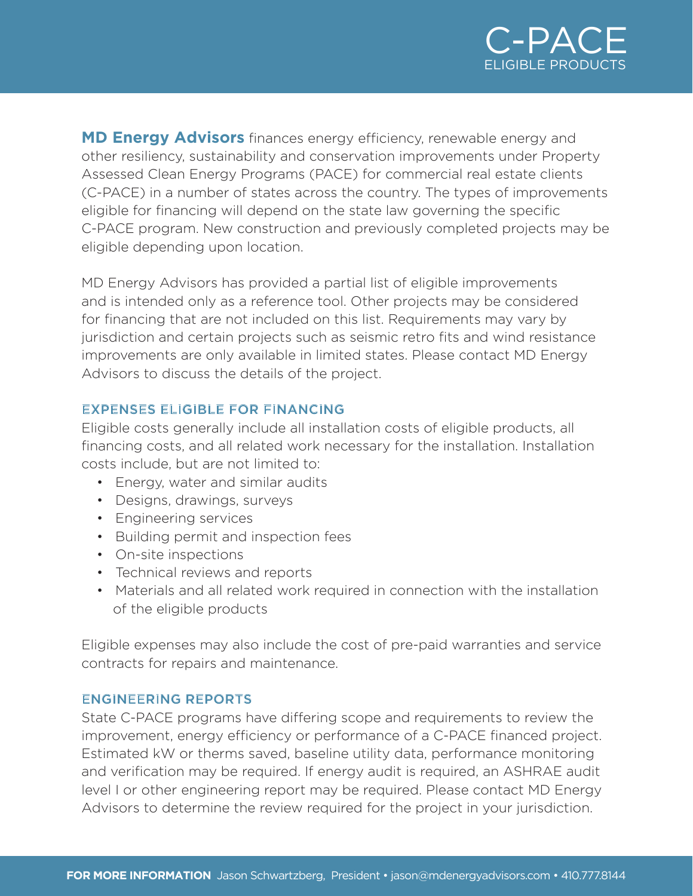# C-PACE

## ELIGIBLE PRODUCTS

**MD Energy Advisors** finances energy efficiency, renewable energy and other resiliency, sustainability and conservation improvements under Property Assessed Clean Energy Programs (PACE) for commercial real estate clients (C-PACE) in a number of states across the country. The types of improvements eligible for financing will depend on the state law governing the specific C-PACE program. New construction and previously completed projects may be eligible depending upon location.

MD Energy Advisors has provided a partial list of eligible improvements and is intended only as a reference tool. Other projects may be considered for financing that are not included on this list. Requirements may vary by jurisdiction and certain projects such as seismic retro fits and wind resistance improvements are only available in limited states. Please contact MD Energy Advisors to discuss the details of the project.

### EXPENSES ELIGIBLE FOR FINANCING

Eligible costs generally include all installation costs of eligible products, all financing costs, and all related work necessary for the installation. Installation costs include, but are not limited to:

- Energy, water and similar audits
- Designs, drawings, surveys
- Engineering services
- Building permit and inspection fees
- On-site inspections
- Technical reviews and reports
- Materials and all related work required in connection with the installation of the eligible products

Eligible expenses may also include the cost of pre-paid warranties and service contracts for repairs and maintenance.

### ENGINEERING REPORTS

State C-PACE programs have differing scope and requirements to review the improvement, energy efficiency or performance of a C-PACE financed project. Estimated kW or therms saved, baseline utility data, performance monitoring and verification may be required. If energy audit is required, an ASHRAE audit level I or other engineering report may be required. Please contact MD Energy Advisors to determine the review required for the project in your jurisdiction.

**FOR MORE INFORMATION** Jason Schwartzberg, President • jason@mdenergyadvisors.com • 410.777.8144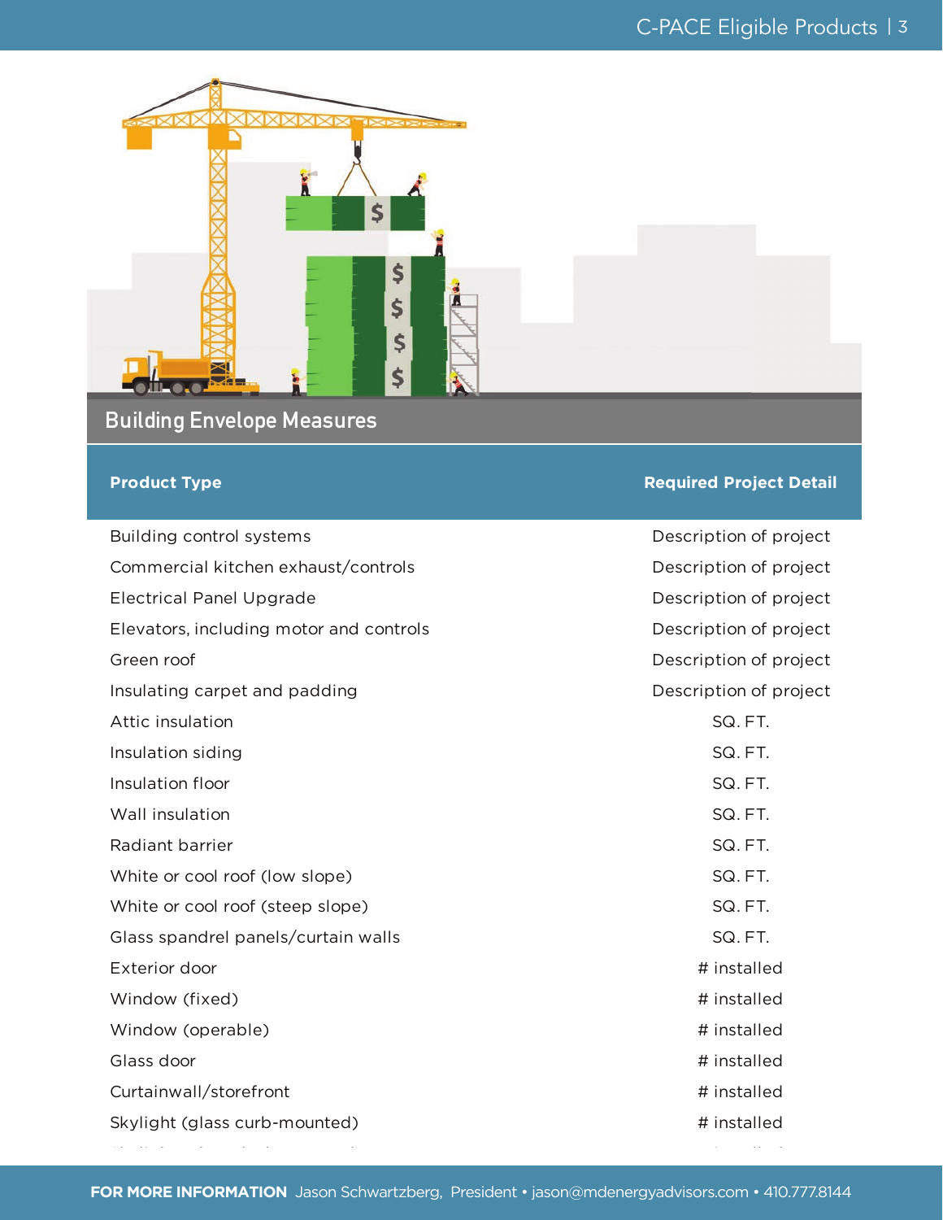## Building Envelope Measures

| Product Type | Required Project Detail |
|---|---|
| Building control systems | Description of project |
| Commercial kitchen exhaust/controls | Description of project |
| Electrical Panel Upgrade | Description of project |
| Elevators, including motor and controls | Description of project |
| Green roof | Description of project |
| Insulating carpet and padding | Description of project |
| Attic insulation | SQ. FT. |
| Insulation siding | SQ. FT. |
| Insulation floor | SQ. FT. |
| Wall insulation | SQ. FT. |
| Radiant barrier | SQ. FT. |
| White or cool roof (low slope) | SQ. FT. |
| White or cool roof (steep slope) | SQ. FT. |
| Glass spandrel panels/curtain walls | SQ. FT. |
| Exterior door | # installed |
| Window (fixed) | # installed |
| Window (operable) | # installed |
| Glass door | # installed |
| Curtainwall/storefront | # installed |
| Skylight (glass curb-mounted) | # installed |

**FOR MORE INFORMATION** Jason Schwartzberg, President • jason@mdenergyadvisors.com • 410.777.8144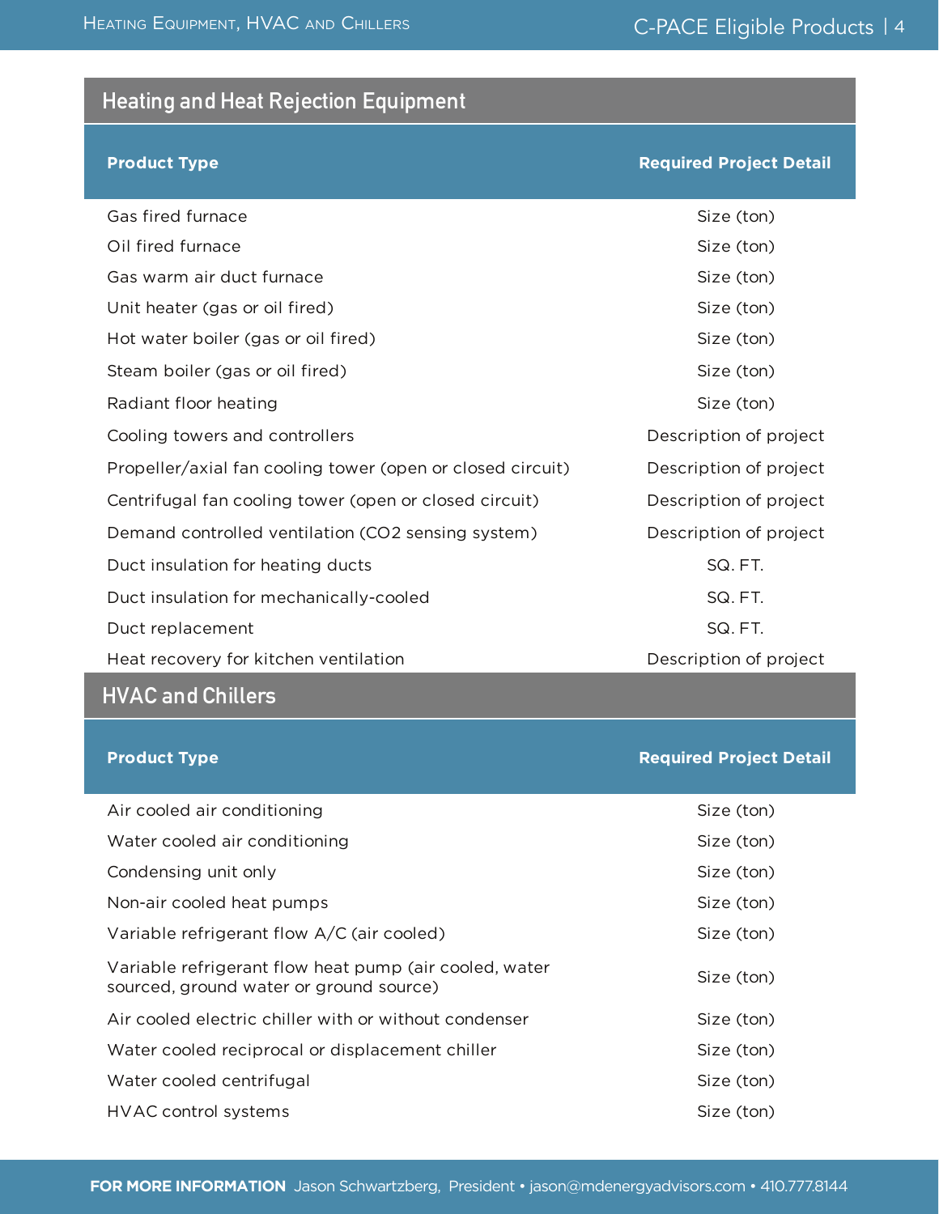## Heating and Heat Rejection Equipment

| Product Type | Required Project Detail |
|---|---|
| Gas fired furnace | Size (ton) |
| Oil fired furnace | Size (ton) |
| Gas warm air duct furnace | Size (ton) |
| Unit heater (gas or oil fired) | Size (ton) |
| Hot water boiler (gas or oil fired) | Size (ton) |
| Steam boiler (gas or oil fired) | Size (ton) |
| Radiant floor heating | Size (ton) |
| Cooling towers and controllers | Description of project |
| Propeller/axial fan cooling tower (open or closed circuit) | Description of project |
| Centrifugal fan cooling tower (open or closed circuit) | Description of project |
| Demand controlled ventilation ($CO_2$ sensing system) | Description of project |
| Duct insulation for heating ducts | SQ. FT. |
| Duct insulation for mechanically-cooled | SQ. FT. |
| Duct replacement | SQ. FT. |
| Heat recovery for kitchen ventilation | Description of project |

## HVAC and Chillers

| Product Type | Required Project Detail |
|---|---|
| Air cooled air conditioning | Size (ton) |
| Water cooled air conditioning | Size (ton) |
| Condensing unit only | Size (ton) |
| Non-air cooled heat pumps | Size (ton) |
| Variable refrigerant flow A/C (air cooled) | Size (ton) |
| Variable refrigerant flow heat pump (air cooled, water sourced, ground water or ground source) | Size (ton) |
| Air cooled electric chiller with or without condenser | Size (ton) |
| Water cooled reciprocal or displacement chiller | Size (ton) |
| Water cooled centrifugal | Size (ton) |
| HVAC control systems | Size (ton) |

**FOR MORE INFORMATION** Jason Schwartzberg, President • jason@mdenergyadvisors.com • 410.777.8144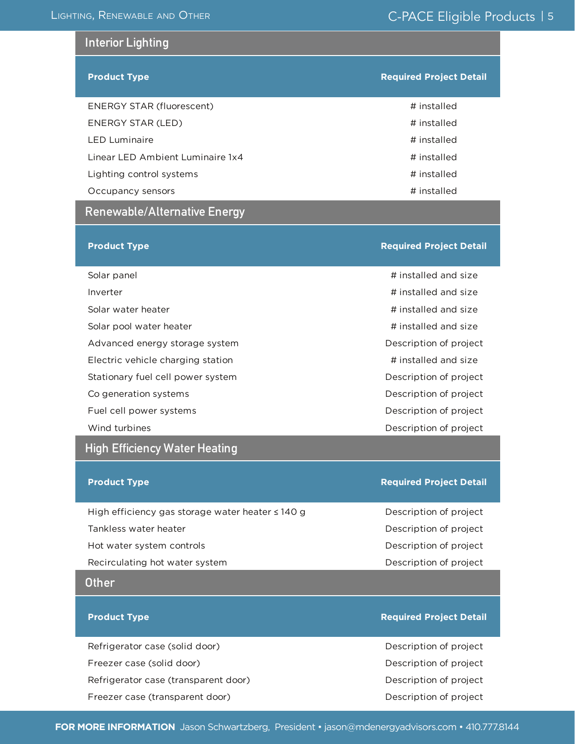## Interior Lighting

| Product Type | Required Project Detail |
|---|---|
| ENERGY STAR (fluorescent) | # installed |
| ENERGY STAR (LED) | # installed |
| LED Luminaire | # installed |
| Linear LED Ambient Luminaire 1x4 | # installed |
| Lighting control systems | # installed |
| Occupancy sensors | # installed |

## Renewable/Alternative Energy

| Product Type | Required Project Detail |
|---|---|
| Solar panel | # installed and size |
| Inverter | # installed and size |
| Solar water heater | # installed and size |
| Solar pool water heater | # installed and size |
| Advanced energy storage system | Description of project |
| Electric vehicle charging station | # installed and size |
| Stationary fuel cell power system | Description of project |
| Co generation systems | Description of project |
| Fuel cell power systems | Description of project |
| Wind turbines | Description of project |

## High Efficiency Water Heating

| Product Type | Required Project Detail |
|---|---|
| High efficiency gas storage water heater ≤ 140 g | Description of project |
| Tankless water heater | Description of project |
| Hot water system controls | Description of project |
| Recirculating hot water system | Description of project |

## Other

| Product Type | Required Project Detail |
|---|---|
| Refrigerator case (solid door) | Description of project |
| Freezer case (solid door) | Description of project |
| Refrigerator case (transparent door) | Description of project |
| Freezer case (transparent door) | Description of project |

**FOR MORE INFORMATION** Jason Schwartzberg, President • jason@mdenergyadvisors.com • 410.777.8144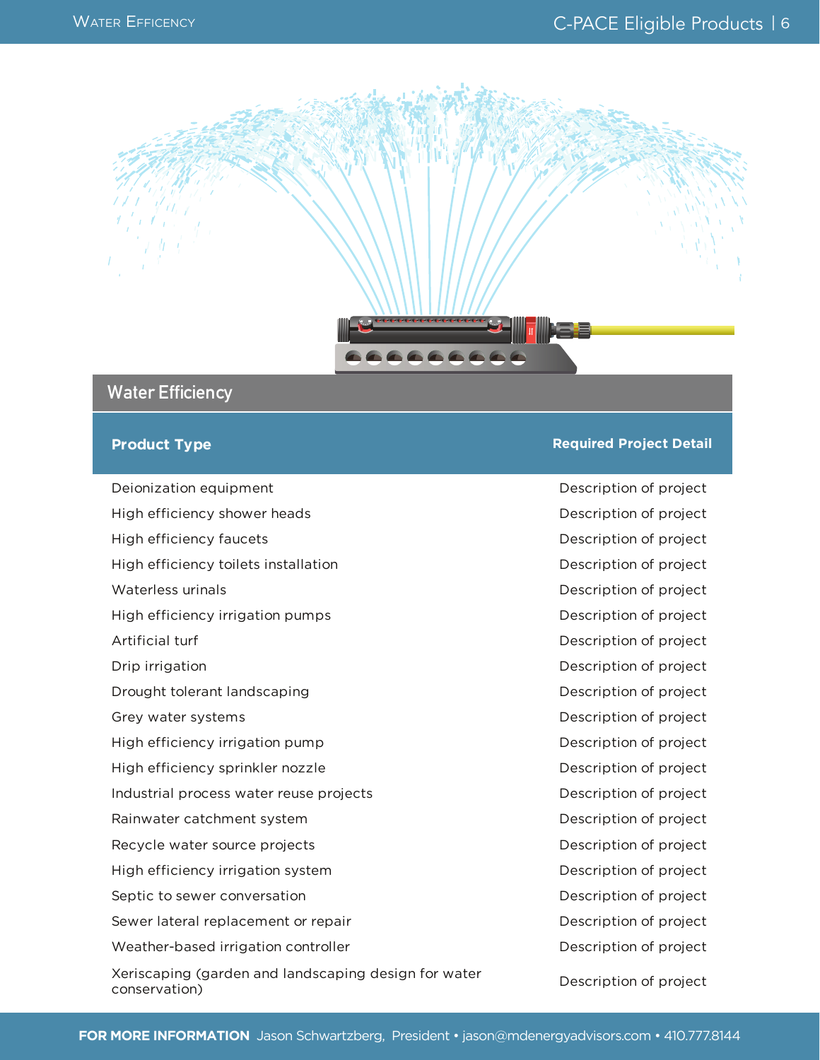## Water Efficiency

| Product Type | Required Project Detail |
| --- | --- |
| Deionization equipment | Description of project |
| High efficiency shower heads | Description of project |
| High efficiency faucets | Description of project |
| High efficiency toilets installation | Description of project |
| Waterless urinals | Description of project |
| High efficiency irrigation pumps | Description of project |
| Artificial turf | Description of project |
| Drip irrigation | Description of project |
| Drought tolerant landscaping | Description of project |
| Grey water systems | Description of project |
| High efficiency irrigation pump | Description of project |
| High efficiency sprinkler nozzle | Description of project |
| Industrial process water reuse projects | Description of project |
| Rainwater catchment system | Description of project |
| Recycle water source projects | Description of project |
| High efficiency irrigation system | Description of project |
| Septic to sewer conversation | Description of project |
| Sewer lateral replacement or repair | Description of project |
| Weather-based irrigation controller | Description of project |
| Xeriscaping (garden and landscaping design for water conservation) | Description of project |

**FOR MORE INFORMATION** Jason Schwartzberg, President • jason@mdenergyadvisors.com • 410.777.8144